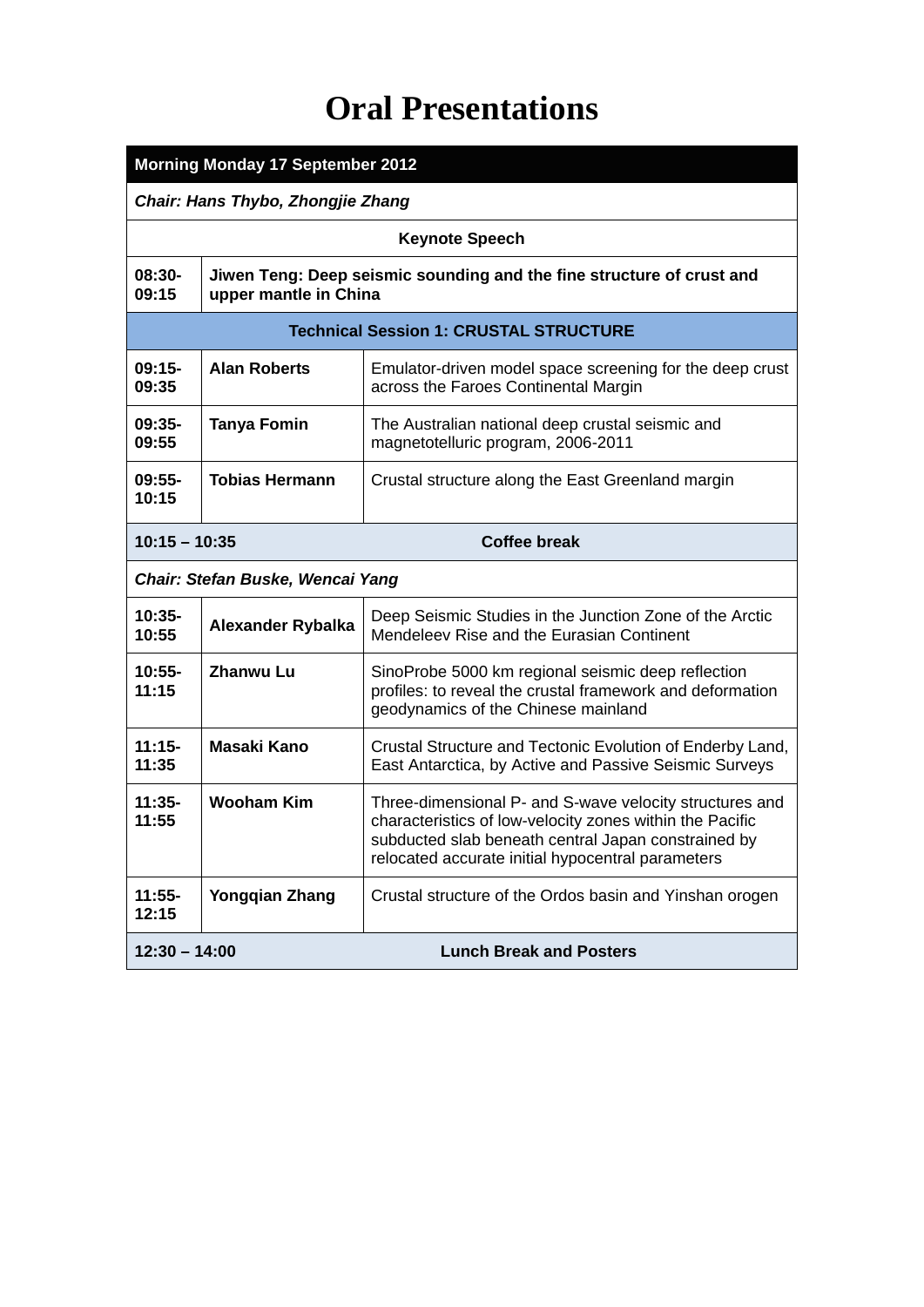# Oral Presentations

| Morning Monday 17 September 2012 | | |
|---|---|---|
| *Chair: Hans Thybo, Zhongjie Zhang* | | |
| **Keynote Speech** | | |
| **08:30-09:15** | **Jiwen Teng: Deep seismic sounding and the fine structure of crust and upper mantle in China** | |
| **Technical Session 1: CRUSTAL STRUCTURE** | | |
| **09:15-09:35** | **Alan Roberts** | Emulator-driven model space screening for the deep crust across the Faroes Continental Margin |
| **09:35-09:55** | **Tanya Fomin** | The Australian national deep crustal seismic and magnetotelluric program, 2006-2011 |
| **09:55-10:15** | **Tobias Hermann** | Crustal structure along the East Greenland margin |
| **10:15 – 10:35** | **Coffee break** | |
| *Chair: Stefan Buske, Wencai Yang* | | |
| **10:35-10:55** | **Alexander Rybalka** | Deep Seismic Studies in the Junction Zone of the Arctic Mendeleev Rise and the Eurasian Continent |
| **10:55-11:15** | **Zhanwu Lu** | SinoProbe 5000 km regional seismic deep reflection profiles: to reveal the crustal framework and deformation geodynamics of the Chinese mainland |
| **11:15-11:35** | **Masaki Kano** | Crustal Structure and Tectonic Evolution of Enderby Land, East Antarctica, by Active and Passive Seismic Surveys |
| **11:35-11:55** | **Wooham Kim** | Three-dimensional P- and S-wave velocity structures and characteristics of low-velocity zones within the Pacific subducted slab beneath central Japan constrained by relocated accurate initial hypocentral parameters |
| **11:55-12:15** | **Yongqian Zhang** | Crustal structure of the Ordos basin and Yinshan orogen |
| **12:30 – 14:00** | **Lunch Break and Posters** | |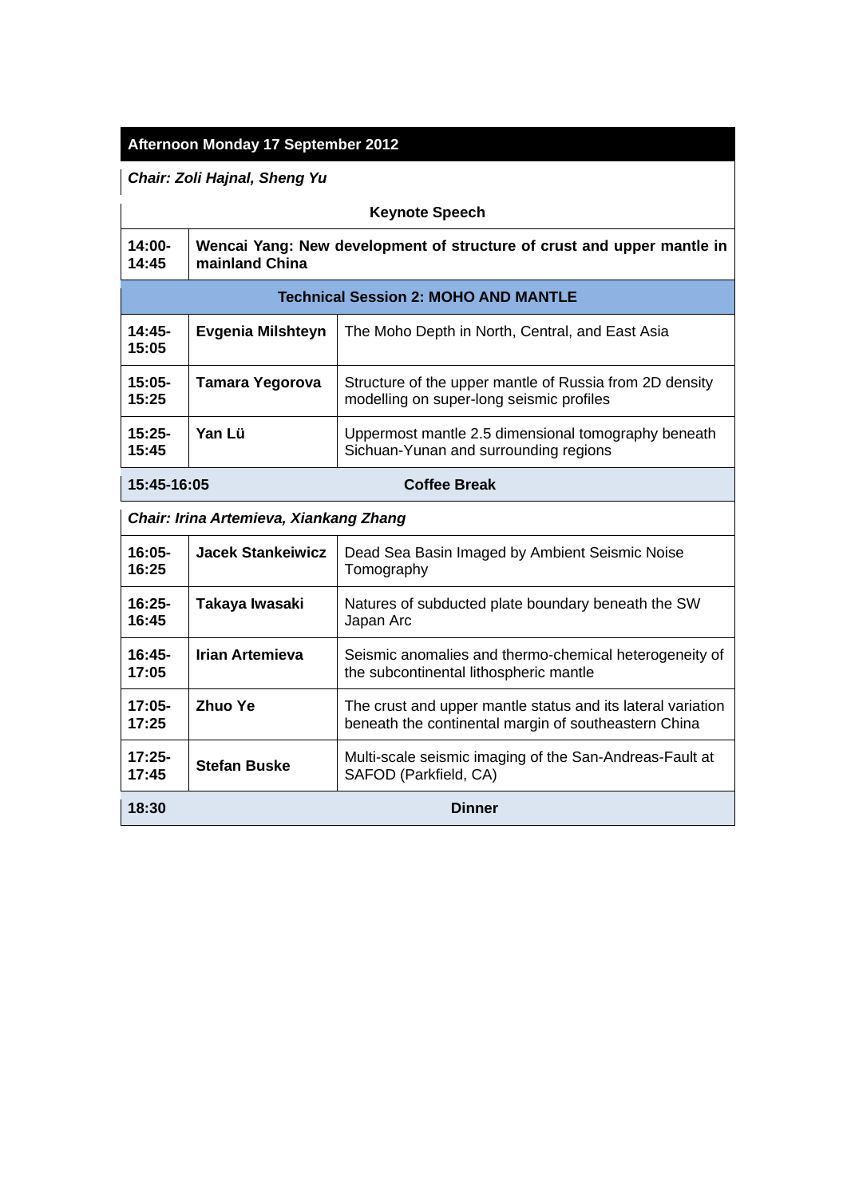| Afternoon Monday 17 September 2012 | | |
|---|---|---|
| ***Chair: Zoli Hajnal, Sheng Yu*** | | |
| **Keynote Speech** | | |
| **14:00-14:45** | **Wencai Yang: New development of structure of crust and upper mantle in mainland China** | |
| **Technical Session 2: MOHO AND MANTLE** | | |
| **14:45-15:05** | **Evgenia Milshteyn** | The Moho Depth in North, Central, and East Asia |
| **15:05-15:25** | **Tamara Yegorova** | Structure of the upper mantle of Russia from 2D density modelling on super-long seismic profiles |
| **15:25-15:45** | **Yan Lü** | Uppermost mantle 2.5 dimensional tomography beneath Sichuan-Yunan and surrounding regions |
| **15:45-16:05** | **Coffee Break** | |
| ***Chair: Irina Artemieva, Xiankang Zhang*** | | |
| **16:05-16:25** | **Jacek Stankeiwicz** | Dead Sea Basin Imaged by Ambient Seismic Noise Tomography |
| **16:25-16:45** | **Takaya Iwasaki** | Natures of subducted plate boundary beneath the SW Japan Arc |
| **16:45-17:05** | **Irian Artemieva** | Seismic anomalies and thermo-chemical heterogeneity of the subcontinental lithospheric mantle |
| **17:05-17:25** | **Zhuo Ye** | The crust and upper mantle status and its lateral variation beneath the continental margin of southeastern China |
| **17:25-17:45** | **Stefan Buske** | Multi-scale seismic imaging of the San-Andreas-Fault at SAFOD (Parkfield, CA) |
| **18:30** | **Dinner** | |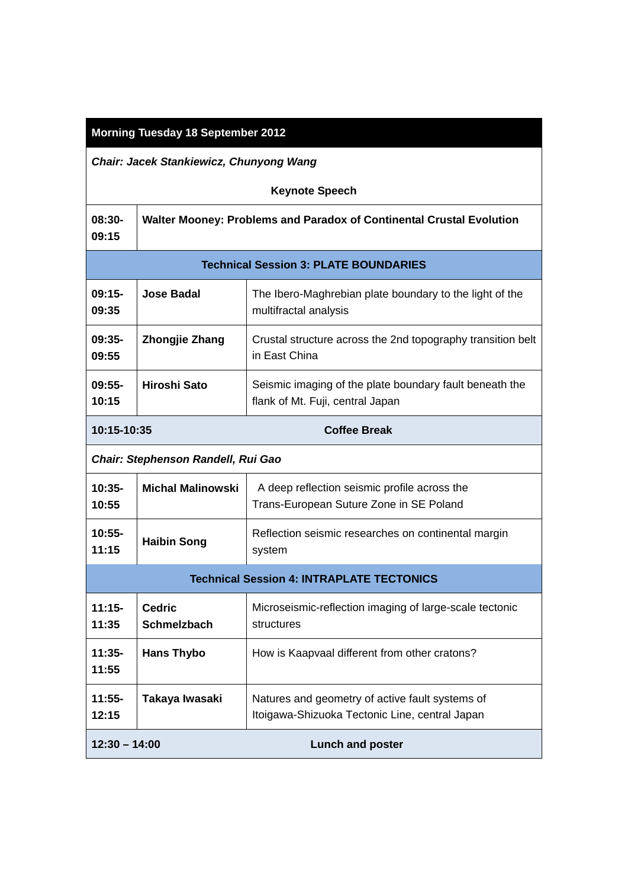| Morning Tuesday 18 September 2012 | | |
|---|---|---|
| *Chair: Jacek Stankiewicz, Chunyong Wang* | | |
| **Keynote Speech** | | |
| **08:30-09:15** | **Walter Mooney: Problems and Paradox of Continental Crustal Evolution** | |
| **Technical Session 3: PLATE BOUNDARIES** | | |
| **09:15-09:35** | **Jose Badal** | The Ibero-Maghrebian plate boundary to the light of the multifractal analysis |
| **09:35-09:55** | **Zhongjie Zhang** | Crustal structure across the 2nd topography transition belt in East China |
| **09:55-10:15** | **Hiroshi Sato** | Seismic imaging of the plate boundary fault beneath the flank of Mt. Fuji, central Japan |
| **10:15-10:35** | **Coffee Break** | |
| *Chair: Stephenson Randell, Rui Gao* | | |
| **10:35-10:55** | **Michal Malinowski** | A deep reflection seismic profile across the Trans-European Suture Zone in SE Poland |
| **10:55-11:15** | **Haibin Song** | Reflection seismic researches on continental margin system |
| **Technical Session 4: INTRAPLATE TECTONICS** | | |
| **11:15-11:35** | **Cedric Schmelzbach** | Microseismic-reflection imaging of large-scale tectonic structures |
| **11:35-11:55** | **Hans Thybo** | How is Kaapvaal different from other cratons? |
| **11:55-12:15** | **Takaya Iwasaki** | Natures and geometry of active fault systems of Itoigawa-Shizuoka Tectonic Line, central Japan |
| **12:30 – 14:00** | **Lunch and poster** | |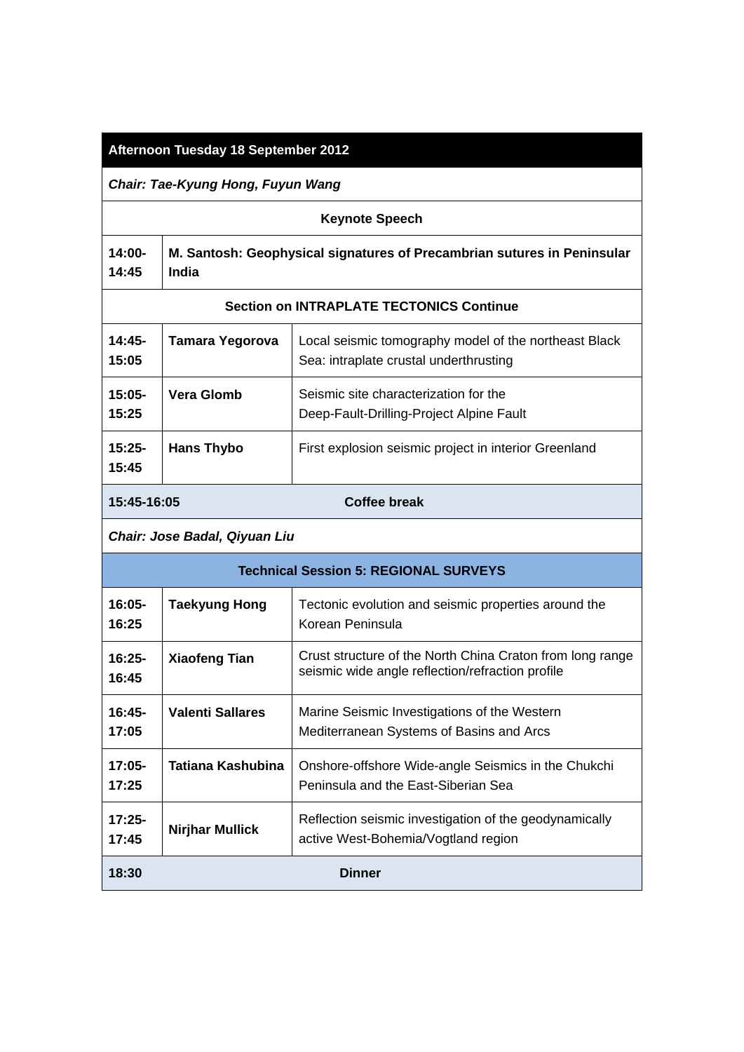| **Afternoon Tuesday 18 September 2012** | | |
|---|---|---|
| ***Chair: Tae-Kyung Hong, Fuyun Wang*** | | |
| **Keynote Speech** | | |
| **14:00-14:45** | **M. Santosh: Geophysical signatures of Precambrian sutures in Peninsular India** | |
| **Section on INTRAPLATE TECTONICS Continue** | | |
| **14:45-15:05** | **Tamara Yegorova** | Local seismic tomography model of the northeast Black Sea: intraplate crustal underthrusting |
| **15:05-15:25** | **Vera Glomb** | Seismic site characterization for the Deep-Fault-Drilling-Project Alpine Fault |
| **15:25-15:45** | **Hans Thybo** | First explosion seismic project in interior Greenland |
| **15:45-16:05** | **Coffee break** | |
| ***Chair: Jose Badal, Qiyuan Liu*** | | |
| **Technical Session 5: REGIONAL SURVEYS** | | |
| **16:05-16:25** | **Taekyung Hong** | Tectonic evolution and seismic properties around the Korean Peninsula |
| **16:25-16:45** | **Xiaofeng Tian** | Crust structure of the North China Craton from long range seismic wide angle reflection/refraction profile |
| **16:45-17:05** | **Valenti Sallares** | Marine Seismic Investigations of the Western Mediterranean Systems of Basins and Arcs |
| **17:05-17:25** | **Tatiana Kashubina** | Onshore-offshore Wide-angle Seismics in the Chukchi Peninsula and the East-Siberian Sea |
| **17:25-17:45** | **Nirjhar Mullick** | Reflection seismic investigation of the geodynamically active West-Bohemia/Vogtland region |
| **18:30** | **Dinner** | |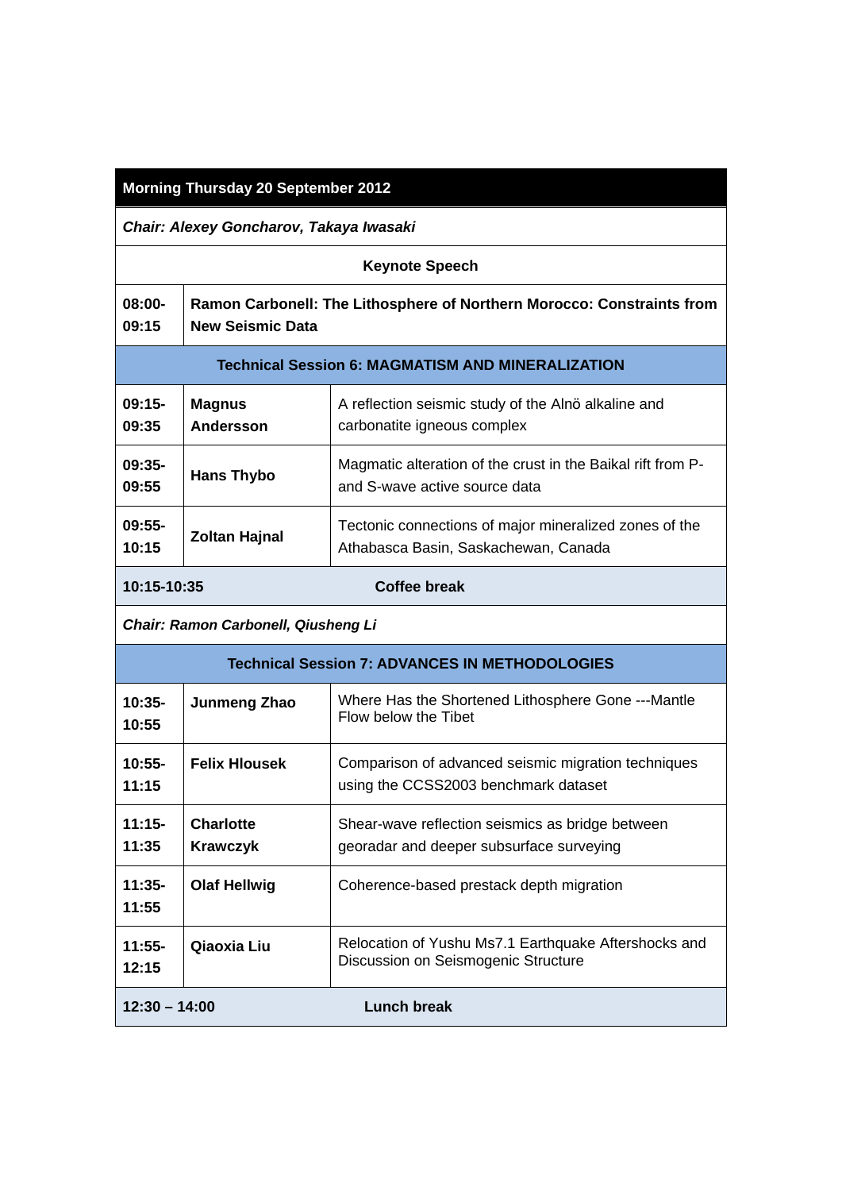| **Morning Thursday 20 September 2012** | | |
|---|---|---|
| ***Chair: Alexey Goncharov, Takaya Iwasaki*** | | |
| **Keynote Speech** | | |
| **08:00-09:15** | **Ramon Carbonell: The Lithosphere of Northern Morocco: Constraints from New Seismic Data** | |
| **Technical Session 6: MAGMATISM AND MINERALIZATION** | | |
| **09:15-09:35** | **Magnus Andersson** | A reflection seismic study of the Alnö alkaline and carbonatite igneous complex |
| **09:35-09:55** | **Hans Thybo** | Magmatic alteration of the crust in the Baikal rift from P- and S-wave active source data |
| **09:55-10:15** | **Zoltan Hajnal** | Tectonic connections of major mineralized zones of the Athabasca Basin, Saskachewan, Canada |
| **10:15-10:35** | **Coffee break** | |
| ***Chair: Ramon Carbonell, Qiusheng Li*** | | |
| **Technical Session 7: ADVANCES IN METHODOLOGIES** | | |
| **10:35-10:55** | **Junmeng Zhao** | Where Has the Shortened Lithosphere Gone ---Mantle Flow below the Tibet |
| **10:55-11:15** | **Felix Hlousek** | Comparison of advanced seismic migration techniques using the CCSS2003 benchmark dataset |
| **11:15-11:35** | **Charlotte Krawczyk** | Shear-wave reflection seismics as bridge between georadar and deeper subsurface surveying |
| **11:35-11:55** | **Olaf Hellwig** | Coherence-based prestack depth migration |
| **11:55-12:15** | **Qiaoxia Liu** | Relocation of Yushu Ms7.1 Earthquake Aftershocks and Discussion on Seismogenic Structure |
| **12:30 – 14:00** | **Lunch break** | |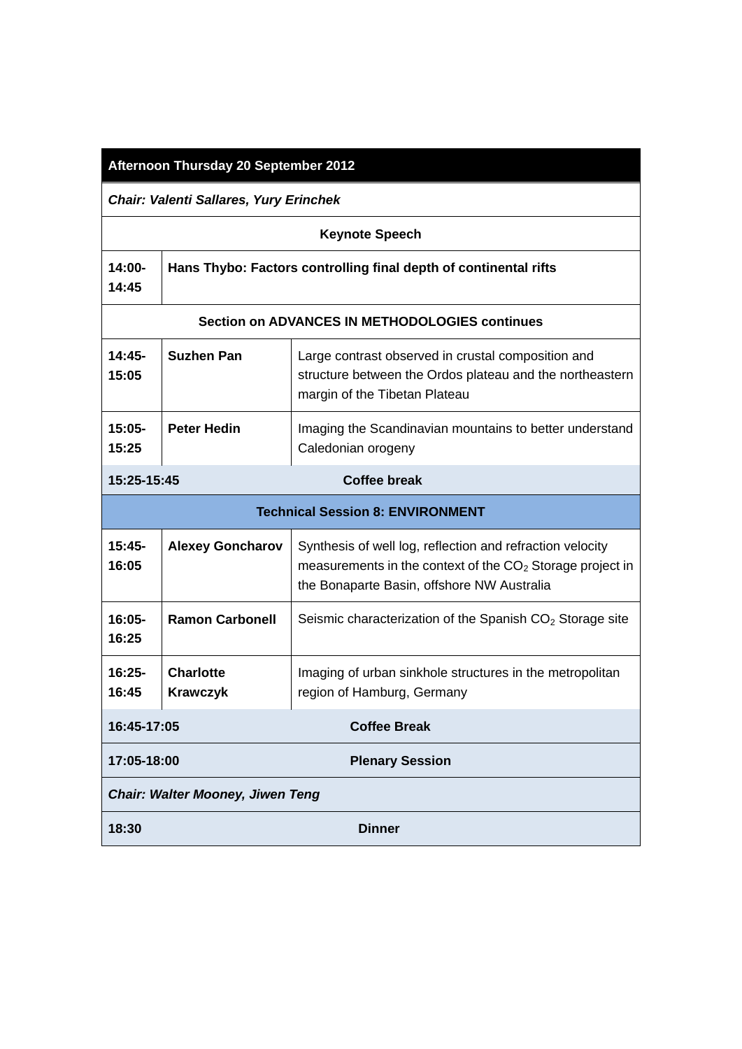| Afternoon Thursday 20 September 2012 | | |
|---|---|---|
| ***Chair: Valenti Sallares, Yury Erinchek*** | | |
| **Keynote Speech** | | |
| **14:00-14:45** | **Hans Thybo: Factors controlling final depth of continental rifts** | |
| **Section on ADVANCES IN METHODOLOGIES continues** | | |
| **14:45-15:05** | **Suzhen Pan** | Large contrast observed in crustal composition and structure between the Ordos plateau and the northeastern margin of the Tibetan Plateau |
| **15:05-15:25** | **Peter Hedin** | Imaging the Scandinavian mountains to better understand Caledonian orogeny |
| **15:25-15:45** | **Coffee break** | |
| **Technical Session 8: ENVIRONMENT** | | |
| **15:45-16:05** | **Alexey Goncharov** | Synthesis of well log, reflection and refraction velocity measurements in the context of the $CO_2$ Storage project in the Bonaparte Basin, offshore NW Australia |
| **16:05-16:25** | **Ramon Carbonell** | Seismic characterization of the Spanish $CO_2$ Storage site |
| **16:25-16:45** | **Charlotte Krawczyk** | Imaging of urban sinkhole structures in the metropolitan region of Hamburg, Germany |
| **16:45-17:05** | **Coffee Break** | |
| **17:05-18:00** | **Plenary Session** | |
| ***Chair: Walter Mooney, Jiwen Teng*** | | |
| **18:30** | **Dinner** | |